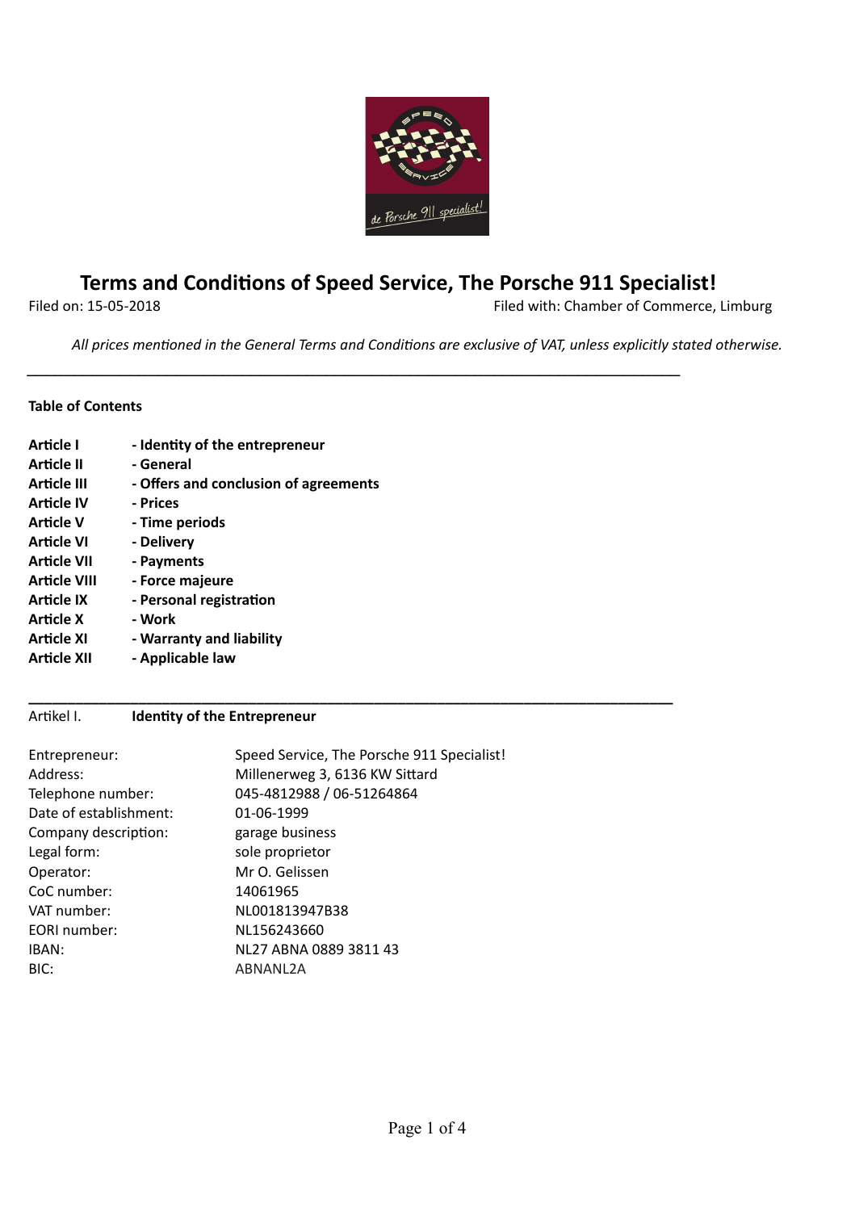# Terms and Conditions of Speed Service, The Porsche 911 Specialist!

Filed on: 15-05-2018 Filed with: Chamber of Commerce, Limburg

*All prices mentioned in the General Terms and Conditions are exclusive of VAT, unless explicitly stated otherwise.*

---

**Table of Contents**

**Article I** - **Identity of the entrepreneur**
**Article II** - **General**
**Article III** - **Offers and conclusion of agreements**
**Article IV** - **Prices**
**Article V** - **Time periods**
**Article VI** - **Delivery**
**Article VII** - **Payments**
**Article VIII** - **Force majeure**
**Article IX** - **Personal registration**
**Article X** - **Work**
**Article XI** - **Warranty and liability**
**Article XII** - **Applicable law**

---

## Artikel I. Identity of the Entrepreneur

| | |
|---|---|
| Entrepreneur: | Speed Service, The Porsche 911 Specialist! |
| Address: | Millenerweg 3, 6136 KW Sittard |
| Telephone number: | 045-4812988 / 06-51264864 |
| Date of establishment: | 01-06-1999 |
| Company description: | garage business |
| Legal form: | sole proprietor |
| Operator: | Mr O. Gelissen |
| CoC number: | 14061965 |
| VAT number: | NL001813947B38 |
| EORI number: | NL156243660 |
| IBAN: | NL27 ABNA 0889 3811 43 |
| BIC: | ABNANL2A |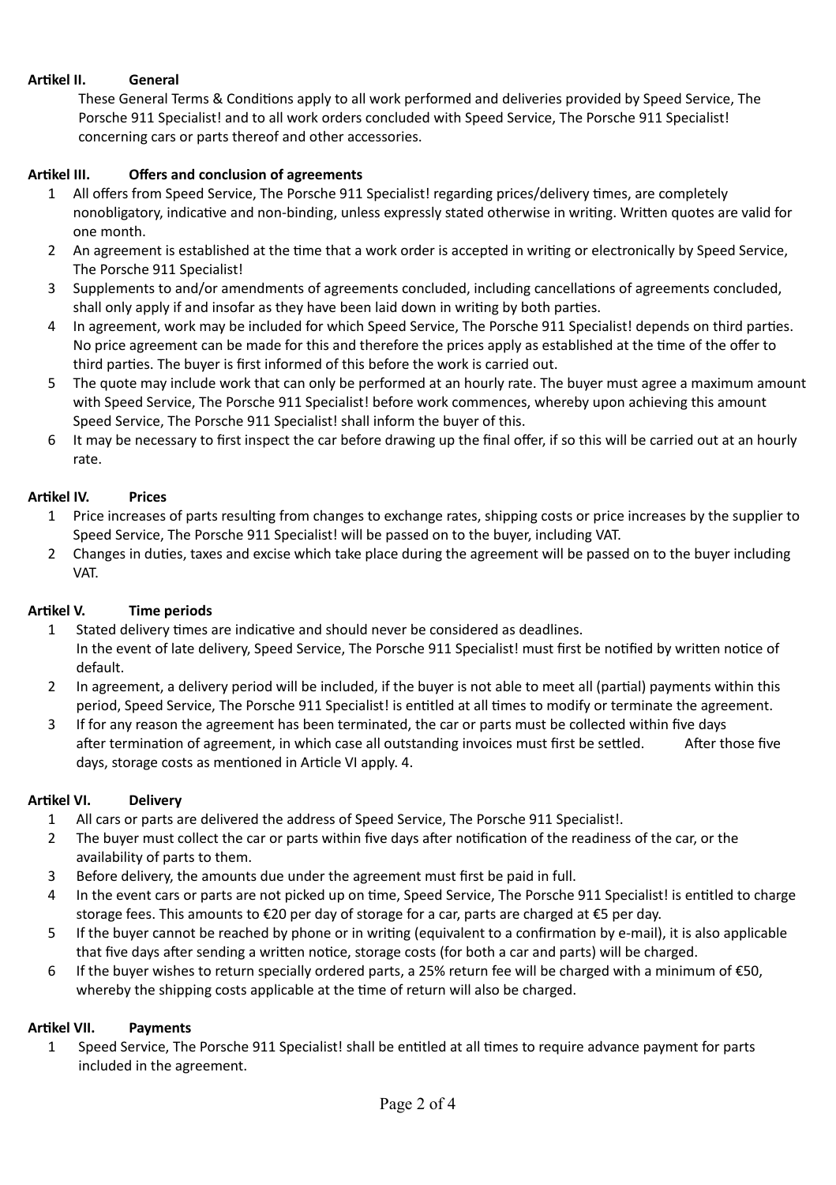### Artikel II. General

These General Terms & Conditions apply to all work performed and deliveries provided by Speed Service, The Porsche 911 Specialist! and to all work orders concluded with Speed Service, The Porsche 911 Specialist! concerning cars or parts thereof and other accessories.

### Artikel III. Offers and conclusion of agreements

1. All offers from Speed Service, The Porsche 911 Specialist! regarding prices/delivery times, are completely nonobligatory, indicative and non-binding, unless expressly stated otherwise in writing. Written quotes are valid for one month.
2. An agreement is established at the time that a work order is accepted in writing or electronically by Speed Service, The Porsche 911 Specialist!
3. Supplements to and/or amendments of agreements concluded, including cancellations of agreements concluded, shall only apply if and insofar as they have been laid down in writing by both parties.
4. In agreement, work may be included for which Speed Service, The Porsche 911 Specialist! depends on third parties. No price agreement can be made for this and therefore the prices apply as established at the time of the offer to third parties. The buyer is first informed of this before the work is carried out.
5. The quote may include work that can only be performed at an hourly rate. The buyer must agree a maximum amount with Speed Service, The Porsche 911 Specialist! before work commences, whereby upon achieving this amount Speed Service, The Porsche 911 Specialist! shall inform the buyer of this.
6. It may be necessary to first inspect the car before drawing up the final offer, if so this will be carried out at an hourly rate.

### Artikel IV. Prices

1. Price increases of parts resulting from changes to exchange rates, shipping costs or price increases by the supplier to Speed Service, The Porsche 911 Specialist! will be passed on to the buyer, including VAT.
2. Changes in duties, taxes and excise which take place during the agreement will be passed on to the buyer including VAT.

### Artikel V. Time periods

1. Stated delivery times are indicative and should never be considered as deadlines.
   In the event of late delivery, Speed Service, The Porsche 911 Specialist! must first be notified by written notice of default.
2. In agreement, a delivery period will be included, if the buyer is not able to meet all (partial) payments within this period, Speed Service, The Porsche 911 Specialist! is entitled at all times to modify or terminate the agreement.
3. If for any reason the agreement has been terminated, the car or parts must be collected within five days after termination of agreement, in which case all outstanding invoices must first be settled. After those five days, storage costs as mentioned in Article VI apply. 4.

### Artikel VI. Delivery

1. All cars or parts are delivered the address of Speed Service, The Porsche 911 Specialist!.
2. The buyer must collect the car or parts within five days after notification of the readiness of the car, or the availability of parts to them.
3. Before delivery, the amounts due under the agreement must first be paid in full.
4. In the event cars or parts are not picked up on time, Speed Service, The Porsche 911 Specialist! is entitled to charge storage fees. This amounts to €20 per day of storage for a car, parts are charged at €5 per day.
5. If the buyer cannot be reached by phone or in writing (equivalent to a confirmation by e-mail), it is also applicable that five days after sending a written notice, storage costs (for both a car and parts) will be charged.
6. If the buyer wishes to return specially ordered parts, a 25% return fee will be charged with a minimum of €50, whereby the shipping costs applicable at the time of return will also be charged.

### Artikel VII. Payments

1. Speed Service, The Porsche 911 Specialist! shall be entitled at all times to require advance payment for parts included in the agreement.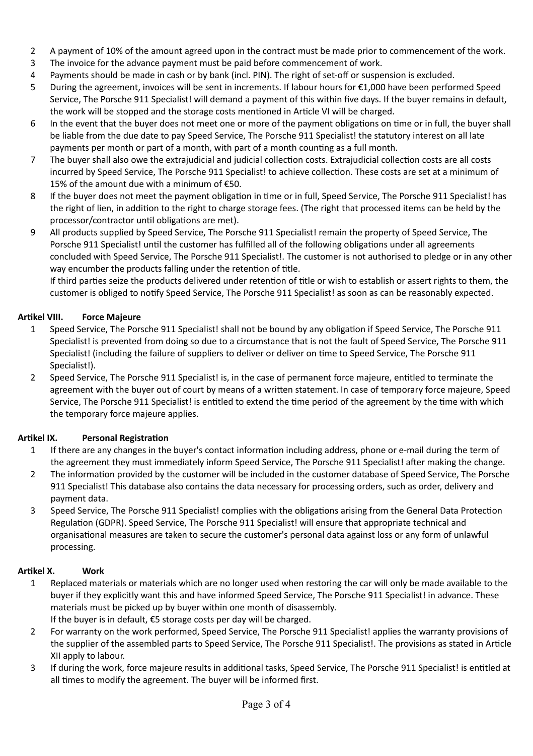2. A payment of 10% of the amount agreed upon in the contract must be made prior to commencement of the work.
3. The invoice for the advance payment must be paid before commencement of work.
4. Payments should be made in cash or by bank (incl. PIN). The right of set-off or suspension is excluded.
5. During the agreement, invoices will be sent in increments. If labour hours for €1,000 have been performed Speed Service, The Porsche 911 Specialist! will demand a payment of this within five days. If the buyer remains in default, the work will be stopped and the storage costs mentioned in Article VI will be charged.
6. In the event that the buyer does not meet one or more of the payment obligations on time or in full, the buyer shall be liable from the due date to pay Speed Service, The Porsche 911 Specialist! the statutory interest on all late payments per month or part of a month, with part of a month counting as a full month.
7. The buyer shall also owe the extrajudicial and judicial collection costs. Extrajudicial collection costs are all costs incurred by Speed Service, The Porsche 911 Specialist! to achieve collection. These costs are set at a minimum of 15% of the amount due with a minimum of €50.
8. If the buyer does not meet the payment obligation in time or in full, Speed Service, The Porsche 911 Specialist! has the right of lien, in addition to the right to charge storage fees. (The right that processed items can be held by the processor/contractor until obligations are met).
9. All products supplied by Speed Service, The Porsche 911 Specialist! remain the property of Speed Service, The Porsche 911 Specialist! until the customer has fulfilled all of the following obligations under all agreements concluded with Speed Service, The Porsche 911 Specialist!. The customer is not authorised to pledge or in any other way encumber the products falling under the retention of title.
   If third parties seize the products delivered under retention of title or wish to establish or assert rights to them, the customer is obliged to notify Speed Service, The Porsche 911 Specialist! as soon as can be reasonably expected.

**Artikel VIII. Force Majeure**

1. Speed Service, The Porsche 911 Specialist! shall not be bound by any obligation if Speed Service, The Porsche 911 Specialist! is prevented from doing so due to a circumstance that is not the fault of Speed Service, The Porsche 911 Specialist! (including the failure of suppliers to deliver or deliver on time to Speed Service, The Porsche 911 Specialist!).
2. Speed Service, The Porsche 911 Specialist! is, in the case of permanent force majeure, entitled to terminate the agreement with the buyer out of court by means of a written statement. In case of temporary force majeure, Speed Service, The Porsche 911 Specialist! is entitled to extend the time period of the agreement by the time with which the temporary force majeure applies.

**Artikel IX. Personal Registration**

1. If there are any changes in the buyer's contact information including address, phone or e-mail during the term of the agreement they must immediately inform Speed Service, The Porsche 911 Specialist! after making the change.
2. The information provided by the customer will be included in the customer database of Speed Service, The Porsche 911 Specialist! This database also contains the data necessary for processing orders, such as order, delivery and payment data.
3. Speed Service, The Porsche 911 Specialist! complies with the obligations arising from the General Data Protection Regulation (GDPR). Speed Service, The Porsche 911 Specialist! will ensure that appropriate technical and organisational measures are taken to secure the customer's personal data against loss or any form of unlawful processing.

**Artikel X. Work**

1. Replaced materials or materials which are no longer used when restoring the car will only be made available to the buyer if they explicitly want this and have informed Speed Service, The Porsche 911 Specialist! in advance. These materials must be picked up by buyer within one month of disassembly.
   If the buyer is in default, €5 storage costs per day will be charged.
2. For warranty on the work performed, Speed Service, The Porsche 911 Specialist! applies the warranty provisions of the supplier of the assembled parts to Speed Service, The Porsche 911 Specialist!. The provisions as stated in Article XII apply to labour.
3. If during the work, force majeure results in additional tasks, Speed Service, The Porsche 911 Specialist! is entitled at all times to modify the agreement. The buyer will be informed first.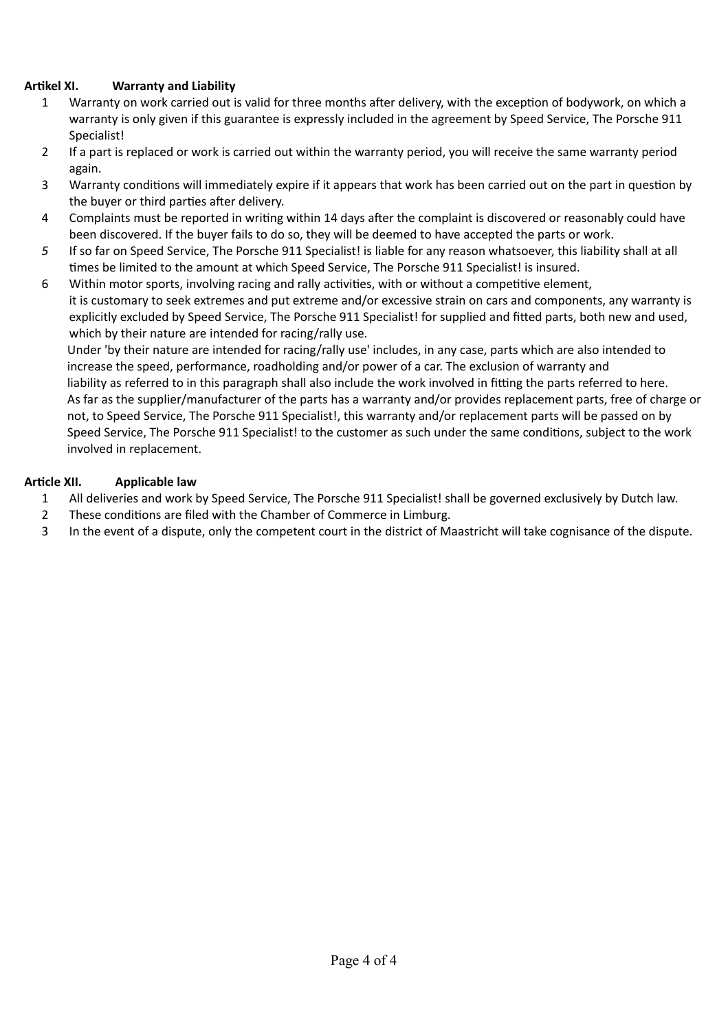**Artikel XI. Warranty and Liability**

1. Warranty on work carried out is valid for three months after delivery, with the exception of bodywork, on which a warranty is only given if this guarantee is expressly included in the agreement by Speed Service, The Porsche 911 Specialist!
2. If a part is replaced or work is carried out within the warranty period, you will receive the same warranty period again.
3. Warranty conditions will immediately expire if it appears that work has been carried out on the part in question by the buyer or third parties after delivery.
4. Complaints must be reported in writing within 14 days after the complaint is discovered or reasonably could have been discovered. If the buyer fails to do so, they will be deemed to have accepted the parts or work.
5. If so far on Speed Service, The Porsche 911 Specialist! is liable for any reason whatsoever, this liability shall at all times be limited to the amount at which Speed Service, The Porsche 911 Specialist! is insured.
6. Within motor sports, involving racing and rally activities, with or without a competitive element, it is customary to seek extremes and put extreme and/or excessive strain on cars and components, any warranty is explicitly excluded by Speed Service, The Porsche 911 Specialist! for supplied and fitted parts, both new and used, which by their nature are intended for racing/rally use.
   Under 'by their nature are intended for racing/rally use' includes, in any case, parts which are also intended to increase the speed, performance, roadholding and/or power of a car. The exclusion of warranty and liability as referred to in this paragraph shall also include the work involved in fitting the parts referred to here.
   As far as the supplier/manufacturer of the parts has a warranty and/or provides replacement parts, free of charge or not, to Speed Service, The Porsche 911 Specialist!, this warranty and/or replacement parts will be passed on by Speed Service, The Porsche 911 Specialist! to the customer as such under the same conditions, subject to the work involved in replacement.

**Article XII. Applicable law**

1. All deliveries and work by Speed Service, The Porsche 911 Specialist! shall be governed exclusively by Dutch law.
2. These conditions are filed with the Chamber of Commerce in Limburg.
3. In the event of a dispute, only the competent court in the district of Maastricht will take cognisance of the dispute.